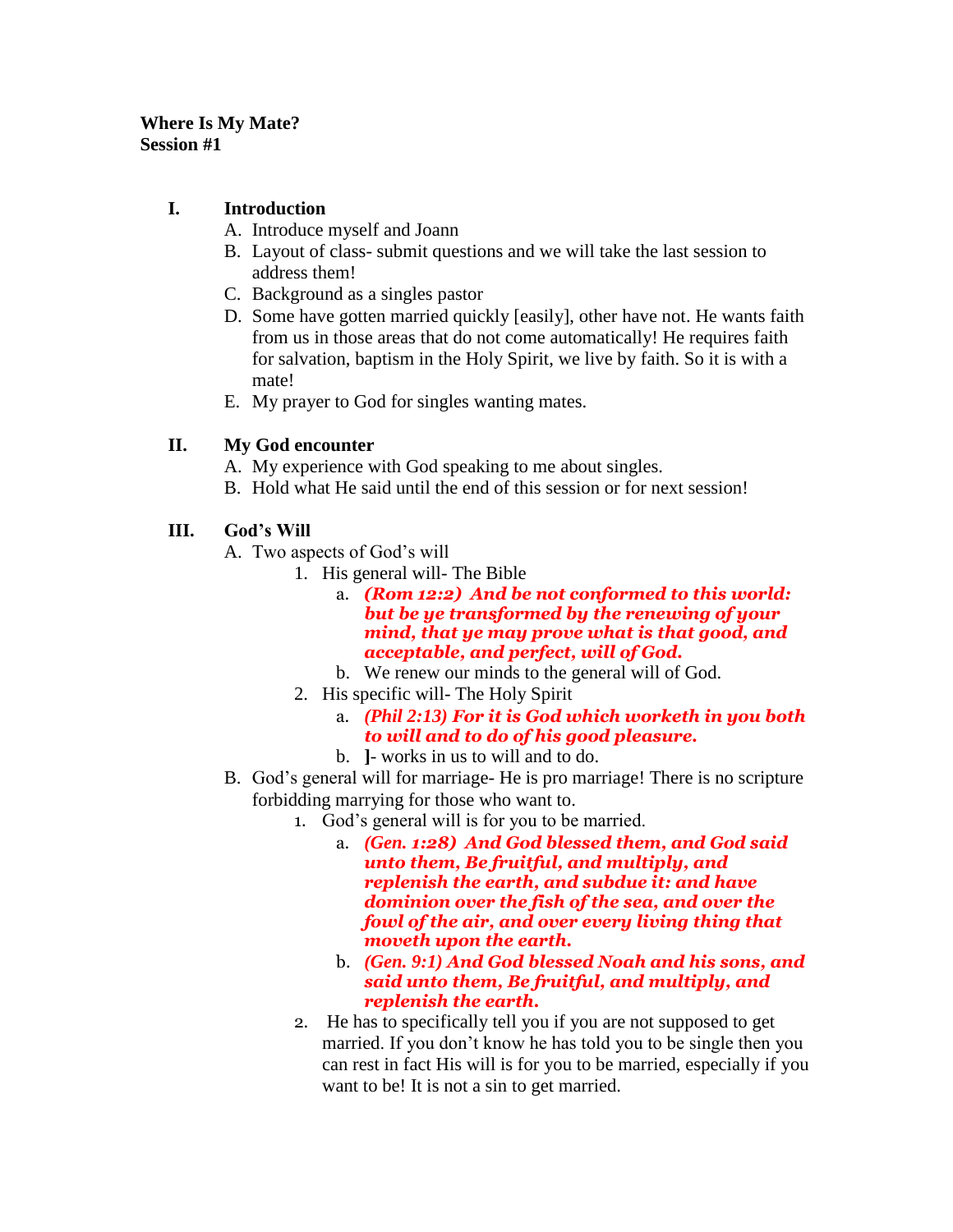**Where Is My Mate?**
**Session #1**

**I. Introduction**

A. Introduce myself and Joann

B. Layout of class- submit questions and we will take the last session to address them!

C. Background as a singles pastor

D. Some have gotten married quickly [easily], other have not. He wants faith from us in those areas that do not come automatically! He requires faith for salvation, baptism in the Holy Spirit, we live by faith. So it is with a mate!

E. My prayer to God for singles wanting mates.

**II. My God encounter**

A. My experience with God speaking to me about singles.

B. Hold what He said until the end of this session or for next session!

**III. God's Will**

A. Two aspects of God's will

1. His general will- The Bible
   a. ***(Rom 12:2) And be not conformed to this world: but be ye transformed by the renewing of your mind, that ye may prove what is that good, and acceptable, and perfect, will of God.***
   b. We renew our minds to the general will of God.
2. His specific will- The Holy Spirit
   a. ***(Phil 2:13) For it is God which worketh in you both to will and to do of his good pleasure.***
   b. **]**- works in us to will and to do.

B. God's general will for marriage- He is pro marriage! There is no scripture forbidding marrying for those who want to.

1. God's general will is for you to be married.
   a. ***(Gen. 1:28) And God blessed them, and God said unto them, Be fruitful, and multiply, and replenish the earth, and subdue it: and have dominion over the fish of the sea, and over the fowl of the air, and over every living thing that moveth upon the earth.***
   b. ***(Gen. 9:1) And God blessed Noah and his sons, and said unto them, Be fruitful, and multiply, and replenish the earth.***
2. He has to specifically tell you if you are not supposed to get married. If you don't know he has told you to be single then you can rest in fact His will is for you to be married, especially if you want to be! It is not a sin to get married.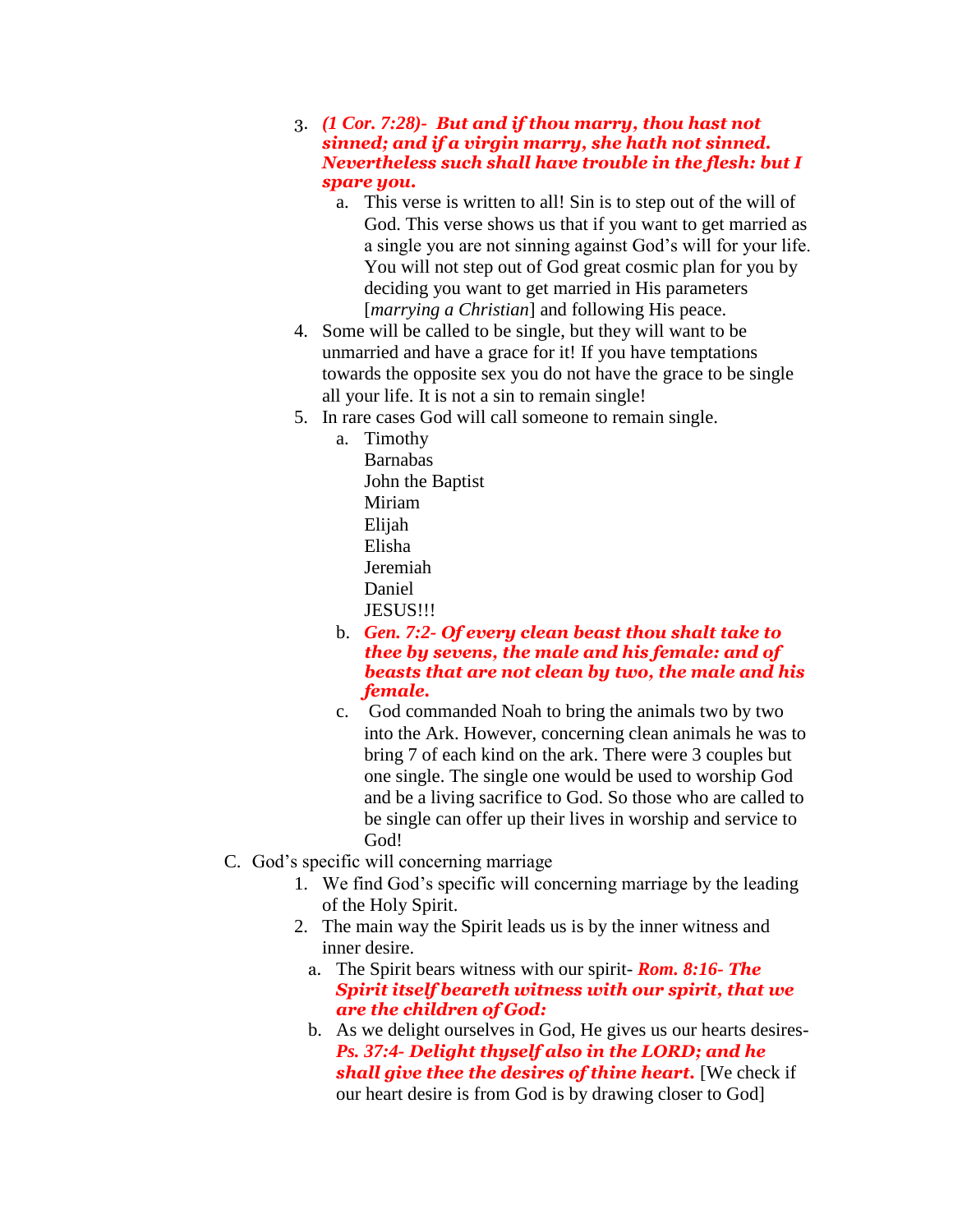3. ***(1 Cor. 7:28)- But and if thou marry, thou hast not sinned; and if a virgin marry, she hath not sinned. Nevertheless such shall have trouble in the flesh: but I spare you.***
    a. This verse is written to all! Sin is to step out of the will of God. This verse shows us that if you want to get married as a single you are not sinning against God's will for your life. You will not step out of God great cosmic plan for you by deciding you want to get married in His parameters [*marrying a Christian*] and following His peace.
4. Some will be called to be single, but they will want to be unmarried and have a grace for it! If you have temptations towards the opposite sex you do not have the grace to be single all your life. It is not a sin to remain single!
5. In rare cases God will call someone to remain single.
    a. Timothy
       Barnabas
       John the Baptist
       Miriam
       Elijah
       Elisha
       Jeremiah
       Daniel
       JESUS!!!
    b. ***Gen. 7:2- Of every clean beast thou shalt take to thee by sevens, the male and his female: and of beasts that are not clean by two, the male and his female.***
    c. God commanded Noah to bring the animals two by two into the Ark. However, concerning clean animals he was to bring 7 of each kind on the ark. There were 3 couples but one single. The single one would be used to worship God and be a living sacrifice to God. So those who are called to be single can offer up their lives in worship and service to God!

C. God's specific will concerning marriage
1. We find God's specific will concerning marriage by the leading of the Holy Spirit.
2. The main way the Spirit leads us is by the inner witness and inner desire.
    a. The Spirit bears witness with our spirit- ***Rom. 8:16- The Spirit itself beareth witness with our spirit, that we are the children of God:***
    b. As we delight ourselves in God, He gives us our hearts desires- ***Ps. 37:4- Delight thyself also in the LORD; and he shall give thee the desires of thine heart.*** [We check if our heart desire is from God is by drawing closer to God]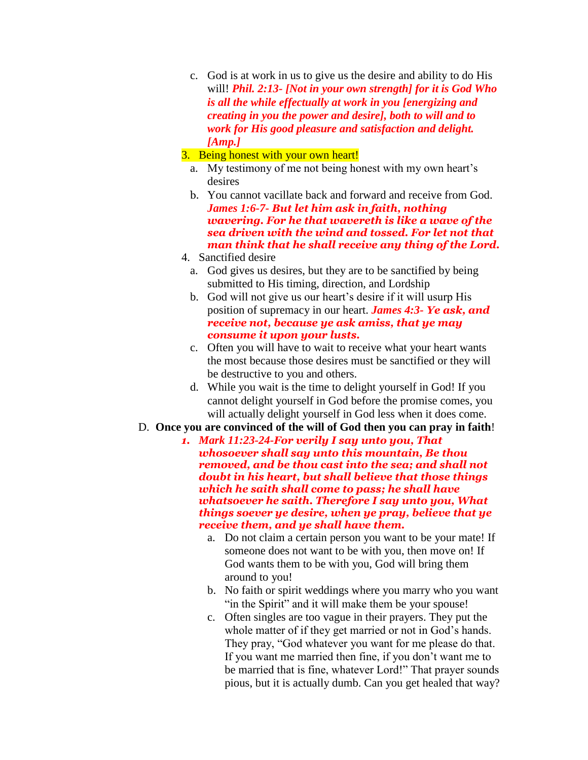c. God is at work in us to give us the desire and ability to do His will! ***Phil. 2:13- [Not in your own strength] for it is God Who is all the while effectually at work in you [energizing and creating in you the power and desire], both to will and to work for His good pleasure and satisfaction and delight. [Amp.]***

3. Being honest with your own heart!
   a. My testimony of me not being honest with my own heart's desires
   b. You cannot vacillate back and forward and receive from God. ***James 1:6-7- But let him ask in faith, nothing wavering. For he that wavereth is like a wave of the sea driven with the wind and tossed. For let not that man think that he shall receive any thing of the Lord.***
4. Sanctified desire
   a. God gives us desires, but they are to be sanctified by being submitted to His timing, direction, and Lordship
   b. God will not give us our heart's desire if it will usurp His position of supremacy in our heart. ***James 4:3- Ye ask, and receive not, because ye ask amiss, that ye may consume it upon your lusts.***
   c. Often you will have to wait to receive what your heart wants the most because those desires must be sanctified or they will be destructive to you and others.
   d. While you wait is the time to delight yourself in God! If you cannot delight yourself in God before the promise comes, you will actually delight yourself in God less when it does come.

D. **Once you are convinced of the will of God then you can pray in faith**!

1. ***Mark 11:23-24-For verily I say unto you, That whosoever shall say unto this mountain, Be thou removed, and be thou cast into the sea; and shall not doubt in his heart, but shall believe that those things which he saith shall come to pass; he shall have whatsoever he saith. Therefore I say unto you, What things soever ye desire, when ye pray, believe that ye receive them, and ye shall have them.***
   a. Do not claim a certain person you want to be your mate! If someone does not want to be with you, then move on! If God wants them to be with you, God will bring them around to you!
   b. No faith or spirit weddings where you marry who you want "in the Spirit" and it will make them be your spouse!
   c. Often singles are too vague in their prayers. They put the whole matter of if they get married or not in God's hands. They pray, "God whatever you want for me please do that. If you want me married then fine, if you don't want me to be married that is fine, whatever Lord!" That prayer sounds pious, but it is actually dumb. Can you get healed that way?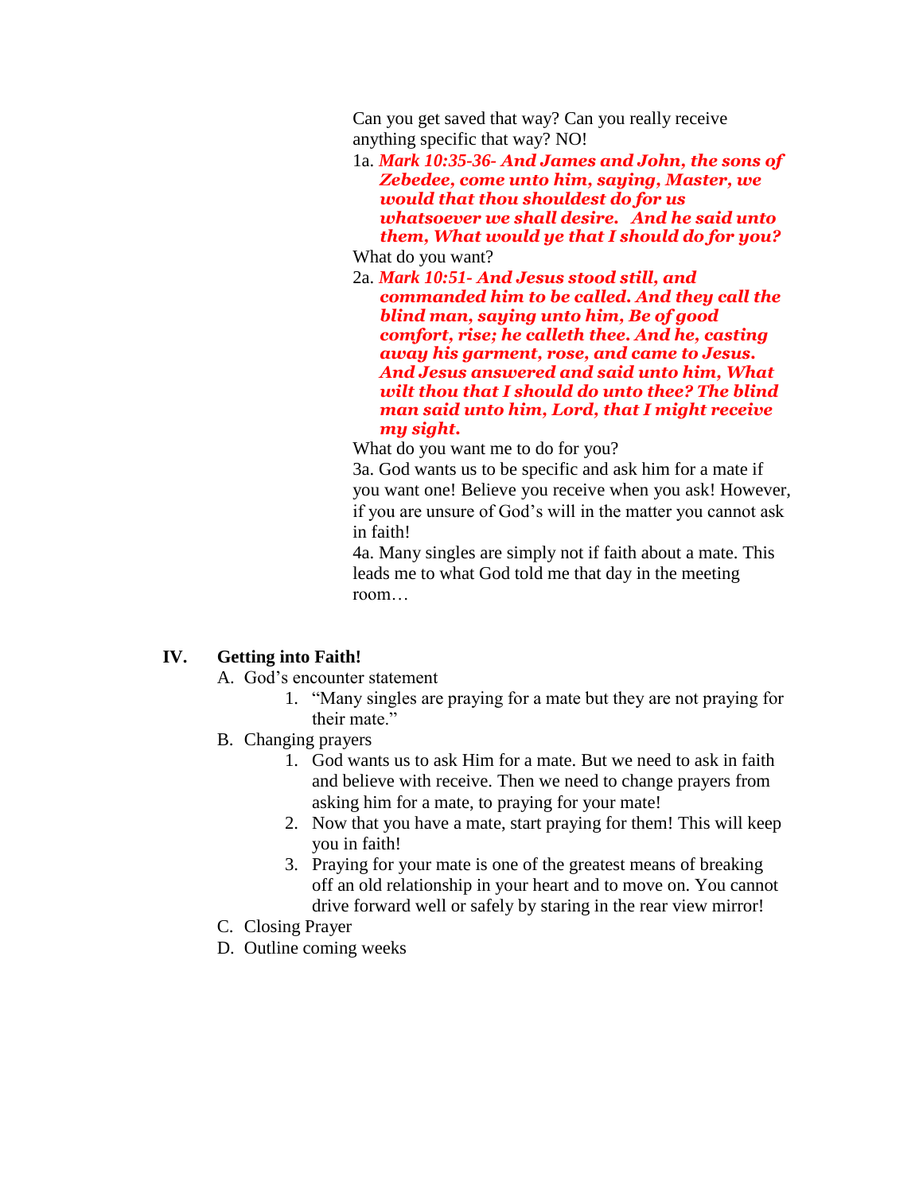Can you get saved that way? Can you really receive anything specific that way? NO!

1a. ***Mark 10:35-36- And James and John, the sons of Zebedee, come unto him, saying, Master, we would that thou shouldest do for us whatsoever we shall desire. And he said unto them, What would ye that I should do for you?***

What do you want?

2a. ***Mark 10:51- And Jesus stood still, and commanded him to be called. And they call the blind man, saying unto him, Be of good comfort, rise; he calleth thee. And he, casting away his garment, rose, and came to Jesus. And Jesus answered and said unto him, What wilt thou that I should do unto thee? The blind man said unto him, Lord, that I might receive my sight.***

What do you want me to do for you?

3a. God wants us to be specific and ask him for a mate if you want one! Believe you receive when you ask! However, if you are unsure of God's will in the matter you cannot ask in faith!

4a. Many singles are simply not if faith about a mate. This leads me to what God told me that day in the meeting room…

## IV. Getting into Faith!

A. God's encounter statement

1. "Many singles are praying for a mate but they are not praying for their mate."

B. Changing prayers

1. God wants us to ask Him for a mate. But we need to ask in faith and believe with receive. Then we need to change prayers from asking him for a mate, to praying for your mate!
2. Now that you have a mate, start praying for them! This will keep you in faith!
3. Praying for your mate is one of the greatest means of breaking off an old relationship in your heart and to move on. You cannot drive forward well or safely by staring in the rear view mirror!

C. Closing Prayer

D. Outline coming weeks